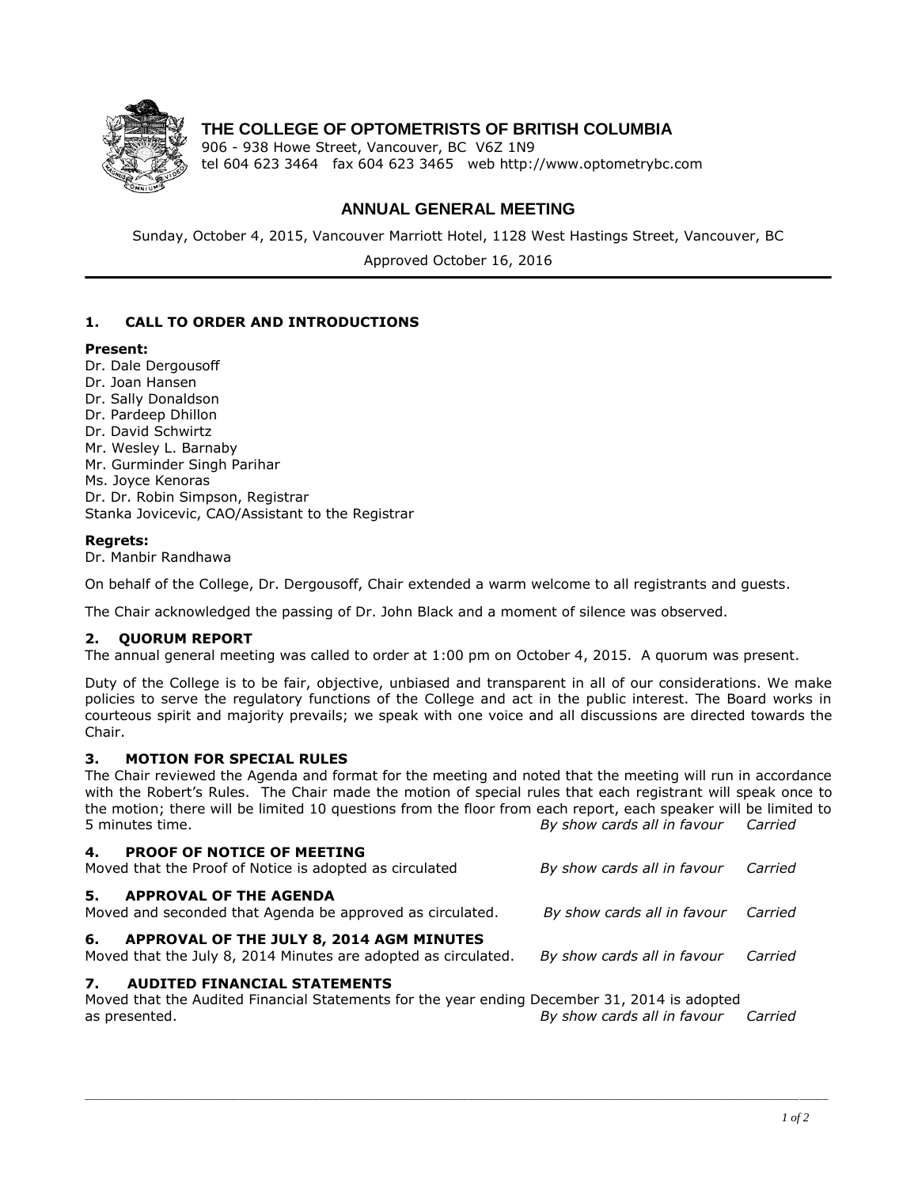# THE COLLEGE OF OPTOMETRISTS OF BRITISH COLUMBIA

906 - 938 Howe Street, Vancouver, BC V6Z 1N9
tel 604 623 3464 fax 604 623 3465 web http://www.optometrybc.com

## ANNUAL GENERAL MEETING

Sunday, October 4, 2015, Vancouver Marriott Hotel, 1128 West Hastings Street, Vancouver, BC

Approved October 16, 2016

---

### 1. CALL TO ORDER AND INTRODUCTIONS

**Present:**
Dr. Dale Dergousoff
Dr. Joan Hansen
Dr. Sally Donaldson
Dr. Pardeep Dhillon
Dr. David Schwirtz
Mr. Wesley L. Barnaby
Mr. Gurminder Singh Parihar
Ms. Joyce Kenoras
Dr. Dr. Robin Simpson, Registrar
Stanka Jovicevic, CAO/Assistant to the Registrar

**Regrets:**
Dr. Manbir Randhawa

On behalf of the College, Dr. Dergousoff, Chair extended a warm welcome to all registrants and guests.

The Chair acknowledged the passing of Dr. John Black and a moment of silence was observed.

### 2. QUORUM REPORT

The annual general meeting was called to order at 1:00 pm on October 4, 2015. A quorum was present.

Duty of the College is to be fair, objective, unbiased and transparent in all of our considerations. We make policies to serve the regulatory functions of the College and act in the public interest. The Board works in courteous spirit and majority prevails; we speak with one voice and all discussions are directed towards the Chair.

### 3. MOTION FOR SPECIAL RULES

The Chair reviewed the Agenda and format for the meeting and noted that the meeting will run in accordance with the Robert's Rules. The Chair made the motion of special rules that each registrant will speak once to the motion; there will be limited 10 questions from the floor from each report, each speaker will be limited to 5 minutes time. *By show cards all in favour* *Carried*

### 4. PROOF OF NOTICE OF MEETING

Moved that the Proof of Notice is adopted as circulated *By show cards all in favour* *Carried*

### 5. APPROVAL OF THE AGENDA

Moved and seconded that Agenda be approved as circulated. *By show cards all in favour* *Carried*

### 6. APPROVAL OF THE JULY 8, 2014 AGM MINUTES

Moved that the July 8, 2014 Minutes are adopted as circulated. *By show cards all in favour* *Carried*

### 7. AUDITED FINANCIAL STATEMENTS

Moved that the Audited Financial Statements for the year ending December 31, 2014 is adopted as presented. *By show cards all in favour* *Carried*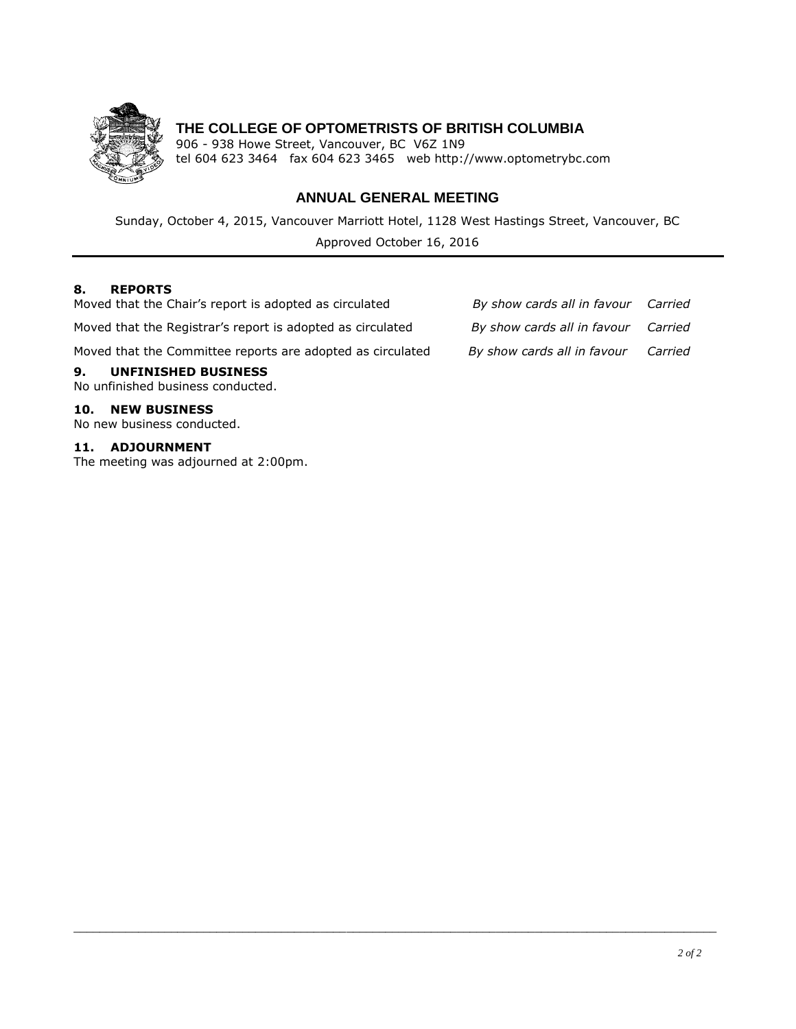**THE COLLEGE OF OPTOMETRISTS OF BRITISH COLUMBIA**
906 - 938 Howe Street, Vancouver, BC V6Z 1N9
tel 604 623 3464 fax 604 623 3465 web http://www.optometrybc.com

## ANNUAL GENERAL MEETING

Sunday, October 4, 2015, Vancouver Marriott Hotel, 1128 West Hastings Street, Vancouver, BC

Approved October 16, 2016

### 8. REPORTS

| | | |
|---|---|---|
| Moved that the Chair's report is adopted as circulated | *By show cards all in favour* | *Carried* |
| Moved that the Registrar's report is adopted as circulated | *By show cards all in favour* | *Carried* |
| Moved that the Committee reports are adopted as circulated | *By show cards all in favour* | *Carried* |

### 9. UNFINISHED BUSINESS

No unfinished business conducted.

### 10. NEW BUSINESS

No new business conducted.

### 11. ADJOURNMENT

The meeting was adjourned at 2:00pm.